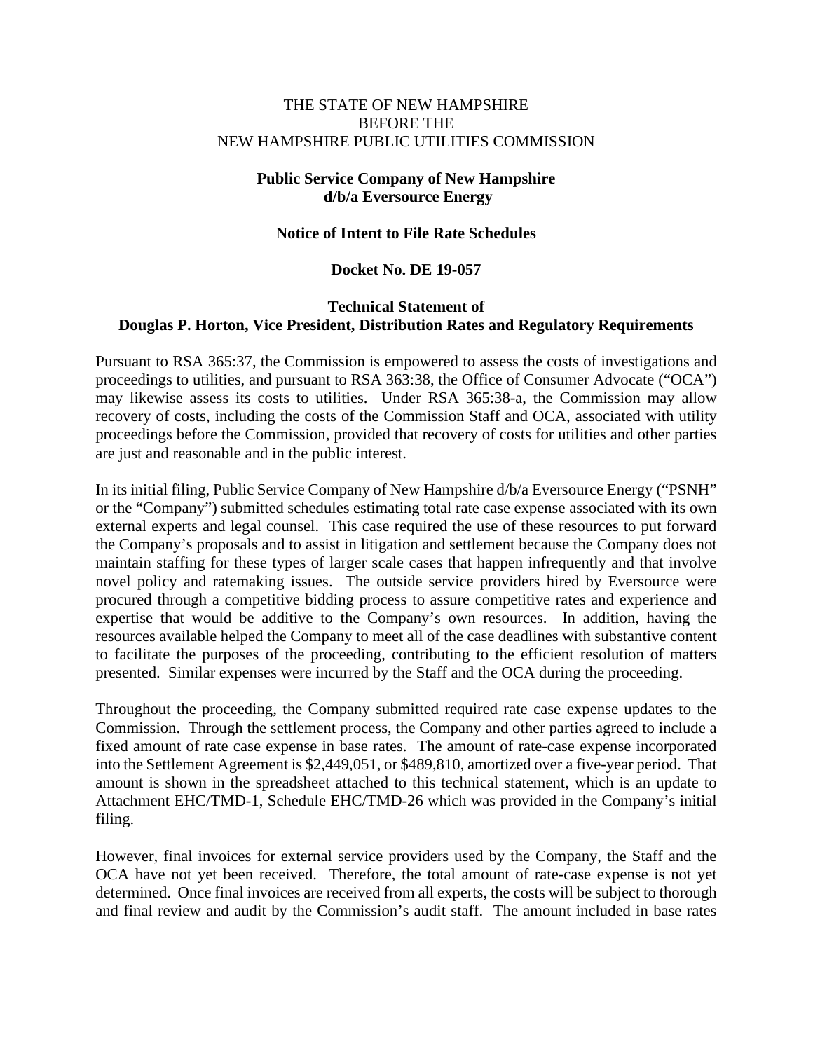THE STATE OF NEW HAMPSHIRE
BEFORE THE
NEW HAMPSHIRE PUBLIC UTILITIES COMMISSION

**Public Service Company of New Hampshire**
**d/b/a Eversource Energy**

**Notice of Intent to File Rate Schedules**

**Docket No. DE 19-057**

**Technical Statement of**
**Douglas P. Horton, Vice President, Distribution Rates and Regulatory Requirements**

Pursuant to RSA 365:37, the Commission is empowered to assess the costs of investigations and proceedings to utilities, and pursuant to RSA 363:38, the Office of Consumer Advocate ("OCA") may likewise assess its costs to utilities. Under RSA 365:38-a, the Commission may allow recovery of costs, including the costs of the Commission Staff and OCA, associated with utility proceedings before the Commission, provided that recovery of costs for utilities and other parties are just and reasonable and in the public interest.

In its initial filing, Public Service Company of New Hampshire d/b/a Eversource Energy ("PSNH" or the "Company") submitted schedules estimating total rate case expense associated with its own external experts and legal counsel. This case required the use of these resources to put forward the Company's proposals and to assist in litigation and settlement because the Company does not maintain staffing for these types of larger scale cases that happen infrequently and that involve novel policy and ratemaking issues. The outside service providers hired by Eversource were procured through a competitive bidding process to assure competitive rates and experience and expertise that would be additive to the Company's own resources. In addition, having the resources available helped the Company to meet all of the case deadlines with substantive content to facilitate the purposes of the proceeding, contributing to the efficient resolution of matters presented. Similar expenses were incurred by the Staff and the OCA during the proceeding.

Throughout the proceeding, the Company submitted required rate case expense updates to the Commission. Through the settlement process, the Company and other parties agreed to include a fixed amount of rate case expense in base rates. The amount of rate-case expense incorporated into the Settlement Agreement is $2,449,051, or $489,810, amortized over a five-year period. That amount is shown in the spreadsheet attached to this technical statement, which is an update to Attachment EHC/TMD-1, Schedule EHC/TMD-26 which was provided in the Company's initial filing.

However, final invoices for external service providers used by the Company, the Staff and the OCA have not yet been received. Therefore, the total amount of rate-case expense is not yet determined. Once final invoices are received from all experts, the costs will be subject to thorough and final review and audit by the Commission's audit staff. The amount included in base rates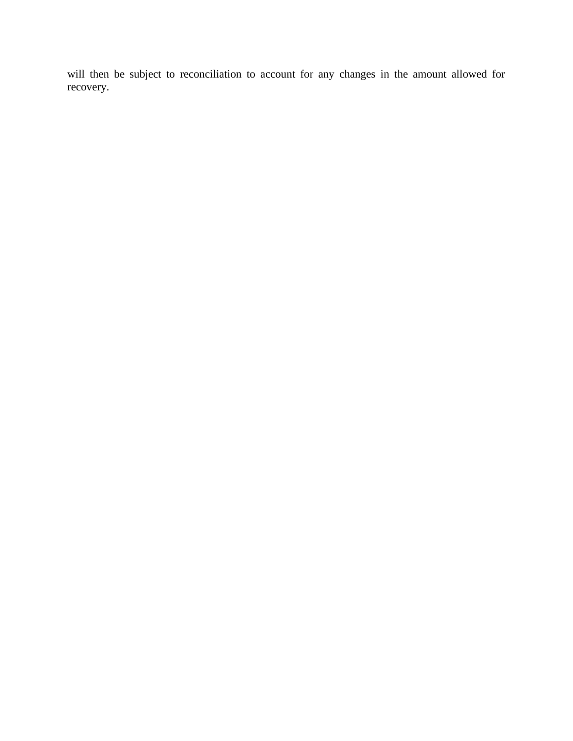will then be subject to reconciliation to account for any changes in the amount allowed for recovery.